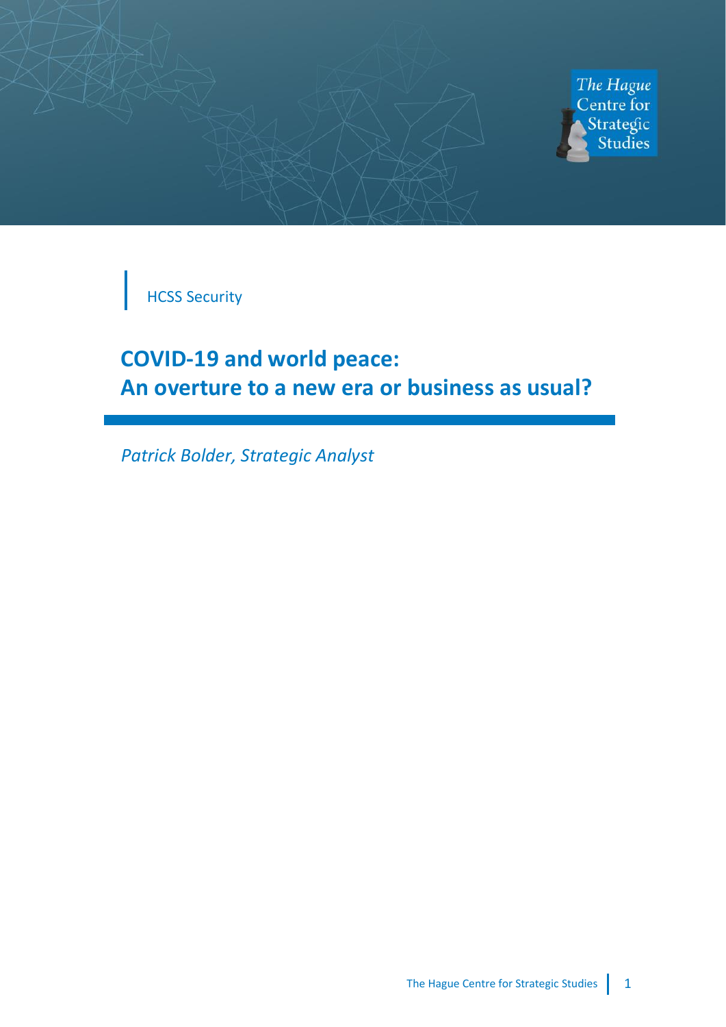HCSS Security

# COVID-19 and world peace: An overture to a new era or business as usual?

*Patrick Bolder, Strategic Analyst*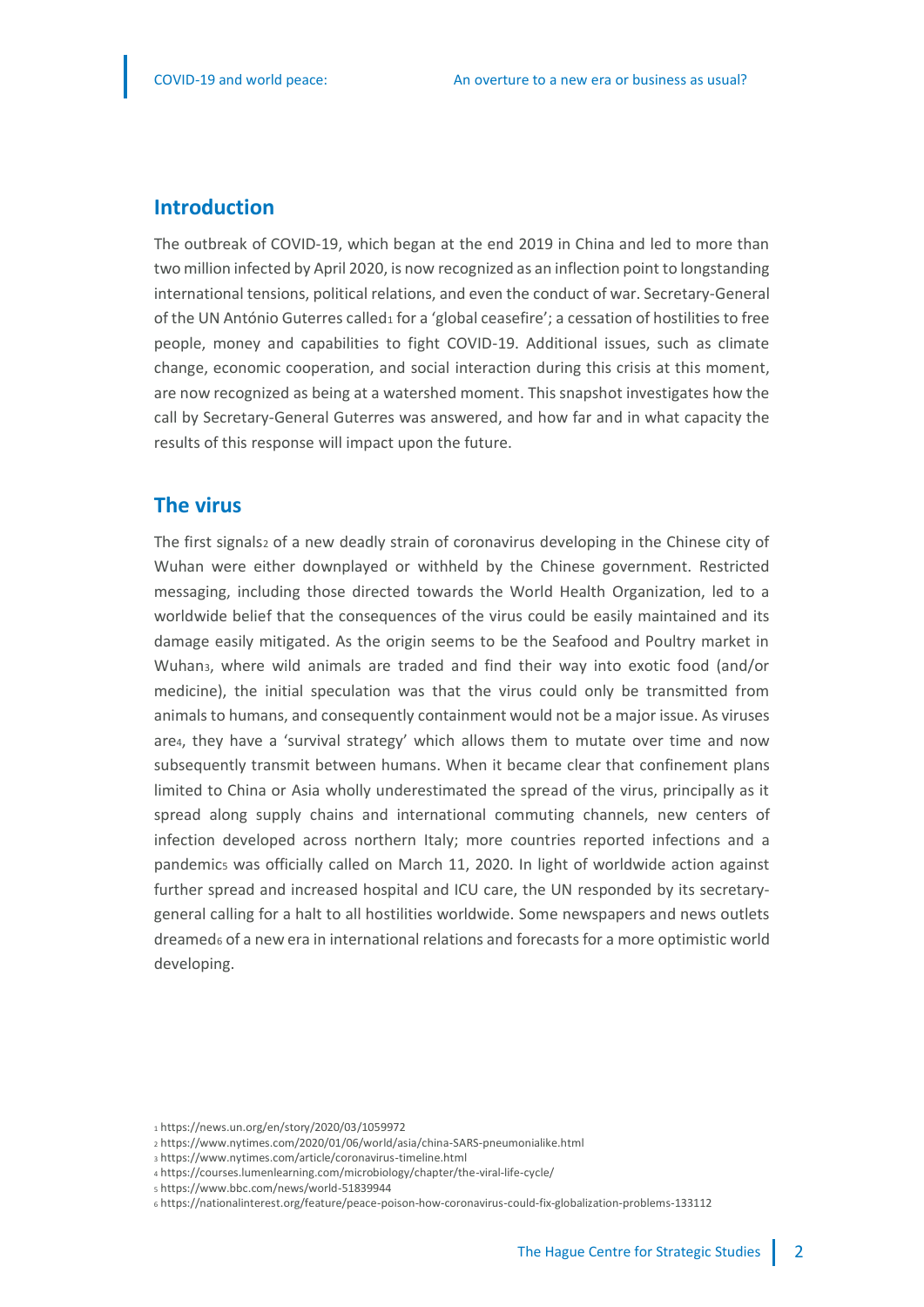## Introduction

The outbreak of COVID-19, which began at the end 2019 in China and led to more than two million infected by April 2020, is now recognized as an inflection point to longstanding international tensions, political relations, and even the conduct of war. Secretary-General of the UN António Guterres called[1] for a 'global ceasefire'; a cessation of hostilities to free people, money and capabilities to fight COVID-19. Additional issues, such as climate change, economic cooperation, and social interaction during this crisis at this moment, are now recognized as being at a watershed moment. This snapshot investigates how the call by Secretary-General Guterres was answered, and how far and in what capacity the results of this response will impact upon the future.

## The virus

The first signals[2] of a new deadly strain of coronavirus developing in the Chinese city of Wuhan were either downplayed or withheld by the Chinese government. Restricted messaging, including those directed towards the World Health Organization, led to a worldwide belief that the consequences of the virus could be easily maintained and its damage easily mitigated. As the origin seems to be the Seafood and Poultry market in Wuhan[3], where wild animals are traded and find their way into exotic food (and/or medicine), the initial speculation was that the virus could only be transmitted from animals to humans, and consequently containment would not be a major issue. As viruses are[4], they have a 'survival strategy' which allows them to mutate over time and now subsequently transmit between humans. When it became clear that confinement plans limited to China or Asia wholly underestimated the spread of the virus, principally as it spread along supply chains and international commuting channels, new centers of infection developed across northern Italy; more countries reported infections and a pandemic[5] was officially called on March 11, 2020. In light of worldwide action against further spread and increased hospital and ICU care, the UN responded by its secretary-general calling for a halt to all hostilities worldwide. Some newspapers and news outlets dreamed[6] of a new era in international relations and forecasts for a more optimistic world developing.

[1] https://news.un.org/en/story/2020/03/1059972
[2] https://www.nytimes.com/2020/01/06/world/asia/china-SARS-pneumonialike.html
[3] https://www.nytimes.com/article/coronavirus-timeline.html
[4] https://courses.lumenlearning.com/microbiology/chapter/the-viral-life-cycle/
[5] https://www.bbc.com/news/world-51839944
[6] https://nationalinterest.org/feature/peace-poison-how-coronavirus-could-fix-globalization-problems-133112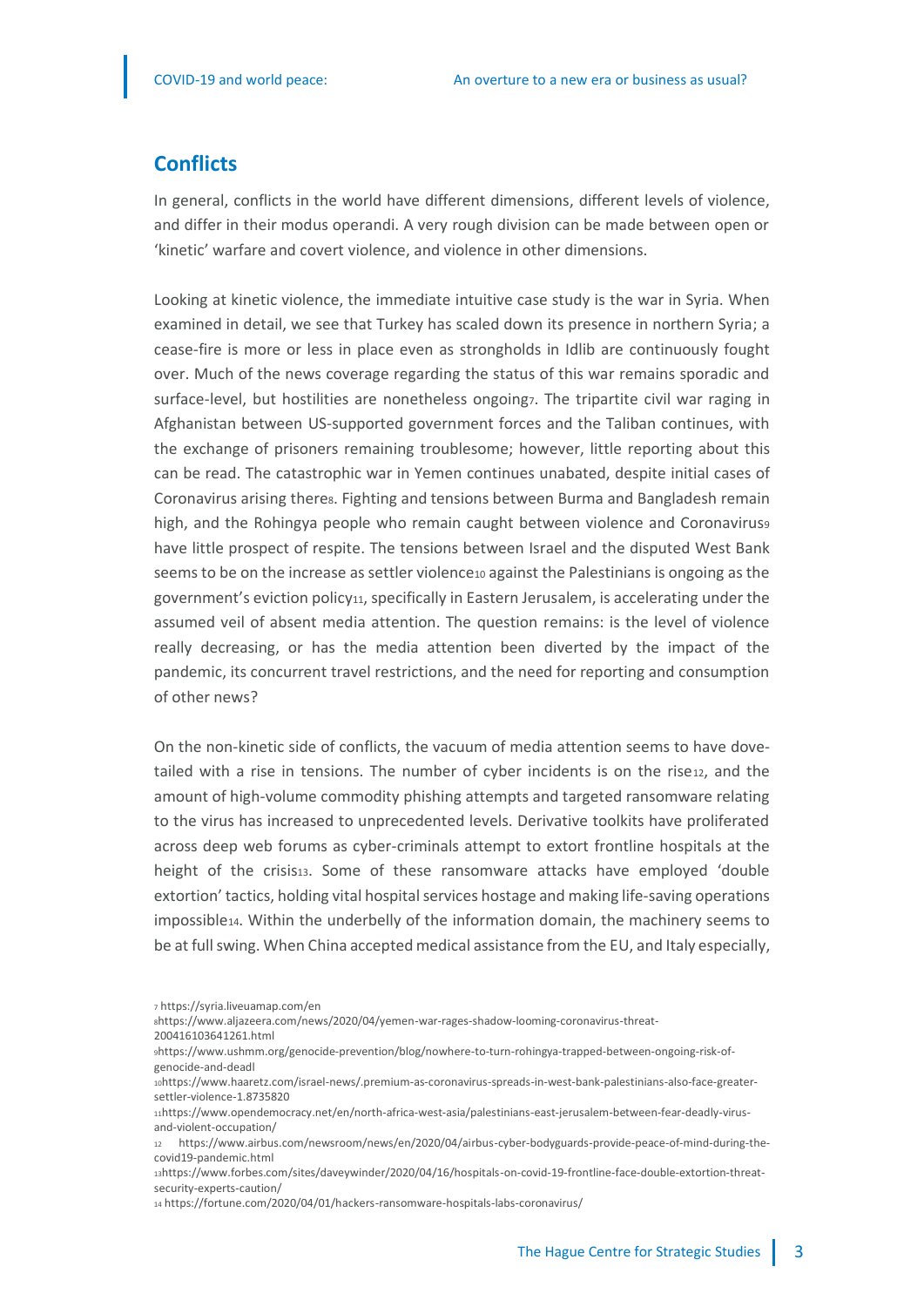## Conflicts

In general, conflicts in the world have different dimensions, different levels of violence, and differ in their modus operandi. A very rough division can be made between open or 'kinetic' warfare and covert violence, and violence in other dimensions.

Looking at kinetic violence, the immediate intuitive case study is the war in Syria. When examined in detail, we see that Turkey has scaled down its presence in northern Syria; a cease-fire is more or less in place even as strongholds in Idlib are continuously fought over. Much of the news coverage regarding the status of this war remains sporadic and surface-level, but hostilities are nonetheless ongoing[7]. The tripartite civil war raging in Afghanistan between US-supported government forces and the Taliban continues, with the exchange of prisoners remaining troublesome; however, little reporting about this can be read. The catastrophic war in Yemen continues unabated, despite initial cases of Coronavirus arising there[8]. Fighting and tensions between Burma and Bangladesh remain high, and the Rohingya people who remain caught between violence and Coronavirus[9] have little prospect of respite. The tensions between Israel and the disputed West Bank seems to be on the increase as settler violence[10] against the Palestinians is ongoing as the government's eviction policy[11], specifically in Eastern Jerusalem, is accelerating under the assumed veil of absent media attention. The question remains: is the level of violence really decreasing, or has the media attention been diverted by the impact of the pandemic, its concurrent travel restrictions, and the need for reporting and consumption of other news?

On the non-kinetic side of conflicts, the vacuum of media attention seems to have dove-tailed with a rise in tensions. The number of cyber incidents is on the rise[12], and the amount of high-volume commodity phishing attempts and targeted ransomware relating to the virus has increased to unprecedented levels. Derivative toolkits have proliferated across deep web forums as cyber-criminals attempt to extort frontline hospitals at the height of the crisis[13]. Some of these ransomware attacks have employed 'double extortion' tactics, holding vital hospital services hostage and making life-saving operations impossible[14]. Within the underbelly of the information domain, the machinery seems to be at full swing. When China accepted medical assistance from the EU, and Italy especially,

[7] https://syria.liveuamap.com/en

[8] https://www.aljazeera.com/news/2020/04/yemen-war-rages-shadow-looming-coronavirus-threat-200416103641261.html

[9] https://www.ushmm.org/genocide-prevention/blog/nowhere-to-turn-rohingya-trapped-between-ongoing-risk-of-genocide-and-deadl

[10] https://www.haaretz.com/israel-news/.premium-as-coronavirus-spreads-in-west-bank-palestinians-also-face-greater-settler-violence-1.8735820

[11] https://www.opendemocracy.net/en/north-africa-west-asia/palestinians-east-jerusalem-between-fear-deadly-virus-and-violent-occupation/

[12] https://www.airbus.com/newsroom/news/en/2020/04/airbus-cyber-bodyguards-provide-peace-of-mind-during-the-covid19-pandemic.html

[13] https://www.forbes.com/sites/daveywinder/2020/04/16/hospitals-on-covid-19-frontline-face-double-extortion-threat-security-experts-caution/

[14] https://fortune.com/2020/04/01/hackers-ransomware-hospitals-labs-coronavirus/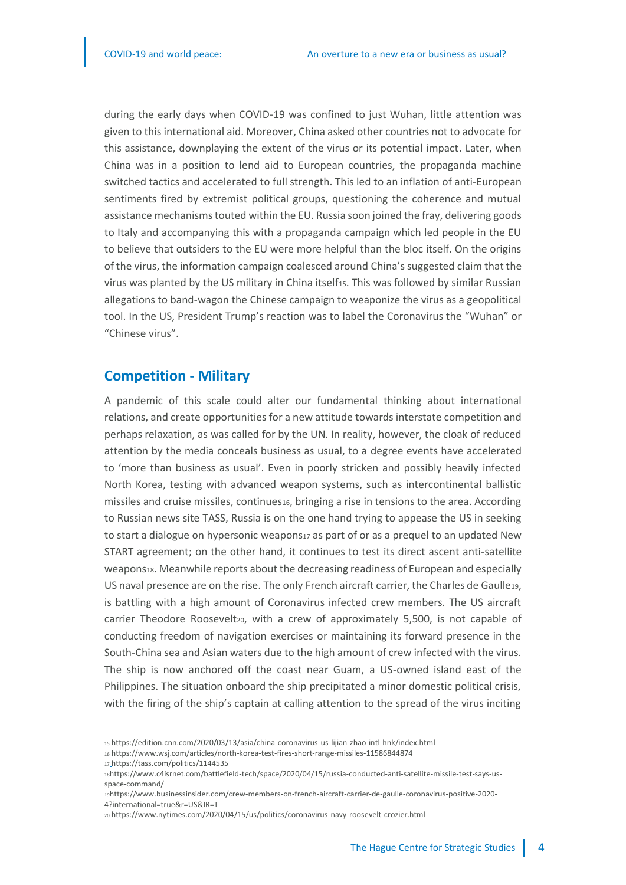during the early days when COVID-19 was confined to just Wuhan, little attention was given to this international aid. Moreover, China asked other countries not to advocate for this assistance, downplaying the extent of the virus or its potential impact. Later, when China was in a position to lend aid to European countries, the propaganda machine switched tactics and accelerated to full strength. This led to an inflation of anti-European sentiments fired by extremist political groups, questioning the coherence and mutual assistance mechanisms touted within the EU. Russia soon joined the fray, delivering goods to Italy and accompanying this with a propaganda campaign which led people in the EU to believe that outsiders to the EU were more helpful than the bloc itself. On the origins of the virus, the information campaign coalesced around China's suggested claim that the virus was planted by the US military in China itself[15]. This was followed by similar Russian allegations to band-wagon the Chinese campaign to weaponize the virus as a geopolitical tool. In the US, President Trump's reaction was to label the Coronavirus the "Wuhan" or "Chinese virus".

## Competition - Military

A pandemic of this scale could alter our fundamental thinking about international relations, and create opportunities for a new attitude towards interstate competition and perhaps relaxation, as was called for by the UN. In reality, however, the cloak of reduced attention by the media conceals business as usual, to a degree events have accelerated to 'more than business as usual'. Even in poorly stricken and possibly heavily infected North Korea, testing with advanced weapon systems, such as intercontinental ballistic missiles and cruise missiles, continues[16], bringing a rise in tensions to the area. According to Russian news site TASS, Russia is on the one hand trying to appease the US in seeking to start a dialogue on hypersonic weapons[17] as part of or as a prequel to an updated New START agreement; on the other hand, it continues to test its direct ascent anti-satellite weapons[18]. Meanwhile reports about the decreasing readiness of European and especially US naval presence are on the rise. The only French aircraft carrier, the Charles de Gaulle[19], is battling with a high amount of Coronavirus infected crew members. The US aircraft carrier Theodore Roosevelt[20], with a crew of approximately 5,500, is not capable of conducting freedom of navigation exercises or maintaining its forward presence in the South-China sea and Asian waters due to the high amount of crew infected with the virus. The ship is now anchored off the coast near Guam, a US-owned island east of the Philippines. The situation onboard the ship precipitated a minor domestic political crisis, with the firing of the ship's captain at calling attention to the spread of the virus inciting

[15] https://edition.cnn.com/2020/03/13/asia/china-coronavirus-us-lijian-zhao-intl-hnk/index.html
[16] https://www.wsj.com/articles/north-korea-test-fires-short-range-missiles-11586844874
[17] https://tass.com/politics/1144535
[18] https://www.c4isrnet.com/battlefield-tech/space/2020/04/15/russia-conducted-anti-satellite-missile-test-says-us-space-command/
[19] https://www.businessinsider.com/crew-members-on-french-aircraft-carrier-de-gaulle-coronavirus-positive-2020-4?international=true&r=US&IR=T
[20] https://www.nytimes.com/2020/04/15/us/politics/coronavirus-navy-roosevelt-crozier.html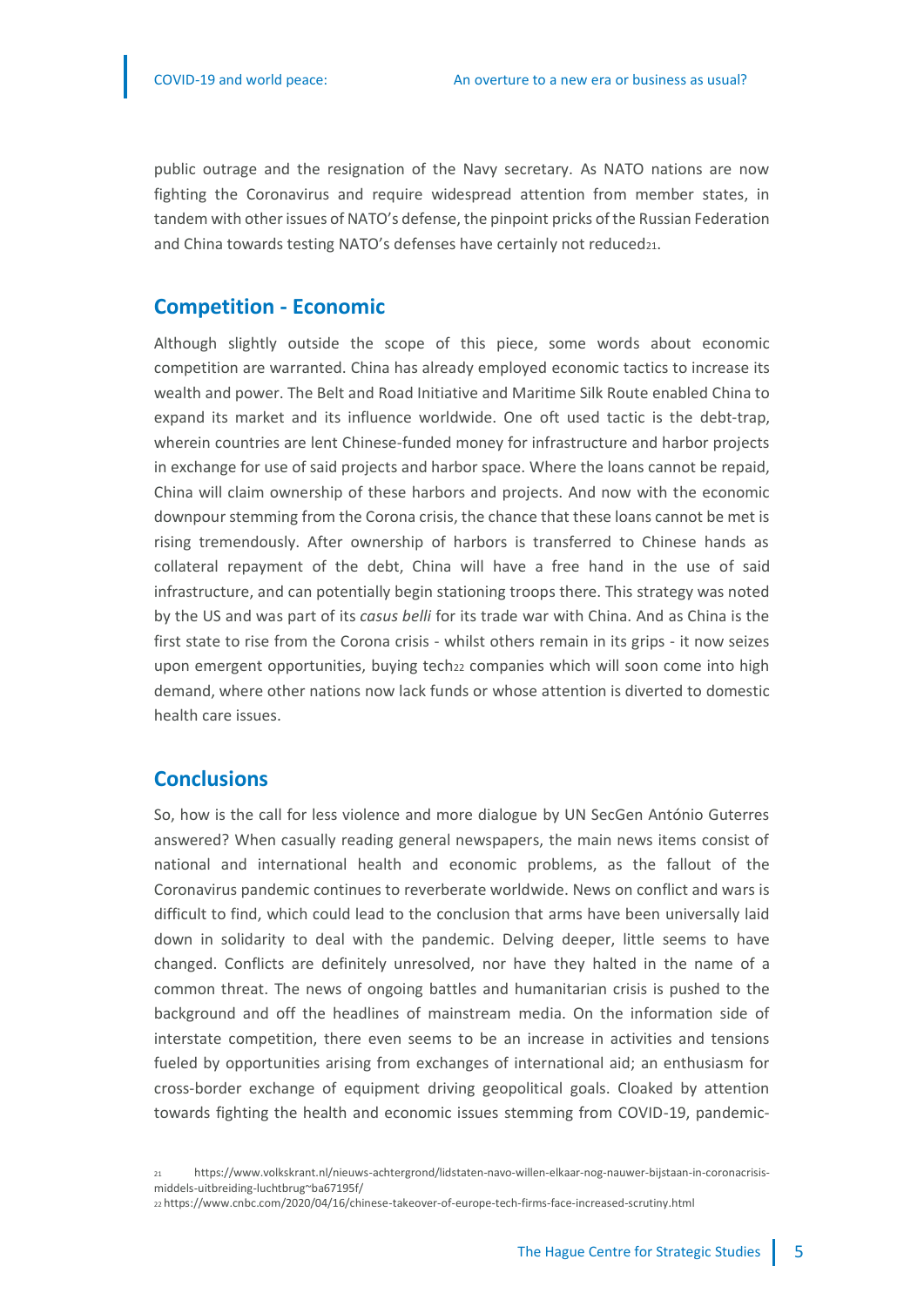public outrage and the resignation of the Navy secretary. As NATO nations are now fighting the Coronavirus and require widespread attention from member states, in tandem with other issues of NATO's defense, the pinpoint pricks of the Russian Federation and China towards testing NATO's defenses have certainly not reduced[21].

## Competition - Economic

Although slightly outside the scope of this piece, some words about economic competition are warranted. China has already employed economic tactics to increase its wealth and power. The Belt and Road Initiative and Maritime Silk Route enabled China to expand its market and its influence worldwide. One oft used tactic is the debt-trap, wherein countries are lent Chinese-funded money for infrastructure and harbor projects in exchange for use of said projects and harbor space. Where the loans cannot be repaid, China will claim ownership of these harbors and projects. And now with the economic downpour stemming from the Corona crisis, the chance that these loans cannot be met is rising tremendously. After ownership of harbors is transferred to Chinese hands as collateral repayment of the debt, China will have a free hand in the use of said infrastructure, and can potentially begin stationing troops there. This strategy was noted by the US and was part of its *casus belli* for its trade war with China. And as China is the first state to rise from the Corona crisis - whilst others remain in its grips - it now seizes upon emergent opportunities, buying tech[22] companies which will soon come into high demand, where other nations now lack funds or whose attention is diverted to domestic health care issues.

## Conclusions

So, how is the call for less violence and more dialogue by UN SecGen António Guterres answered? When casually reading general newspapers, the main news items consist of national and international health and economic problems, as the fallout of the Coronavirus pandemic continues to reverberate worldwide. News on conflict and wars is difficult to find, which could lead to the conclusion that arms have been universally laid down in solidarity to deal with the pandemic. Delving deeper, little seems to have changed. Conflicts are definitely unresolved, nor have they halted in the name of a common threat. The news of ongoing battles and humanitarian crisis is pushed to the background and off the headlines of mainstream media. On the information side of interstate competition, there even seems to be an increase in activities and tensions fueled by opportunities arising from exchanges of international aid; an enthusiasm for cross-border exchange of equipment driving geopolitical goals. Cloaked by attention towards fighting the health and economic issues stemming from COVID-19, pandemic-

[21] https://www.volkskrant.nl/nieuws-achtergrond/lidstaten-navo-willen-elkaar-nog-nauwer-bijstaan-in-coronacrisis-middels-uitbreiding-luchtbrug~ba67195f/

[22] https://www.cnbc.com/2020/04/16/chinese-takeover-of-europe-tech-firms-face-increased-scrutiny.html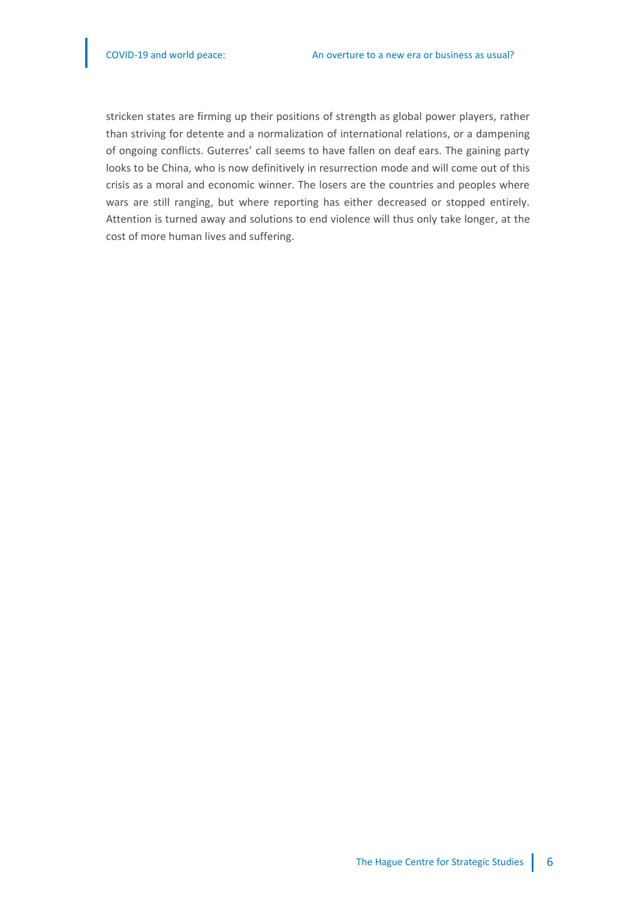stricken states are firming up their positions of strength as global power players, rather than striving for detente and a normalization of international relations, or a dampening of ongoing conflicts. Guterres' call seems to have fallen on deaf ears. The gaining party looks to be China, who is now definitively in resurrection mode and will come out of this crisis as a moral and economic winner. The losers are the countries and peoples where wars are still ranging, but where reporting has either decreased or stopped entirely. Attention is turned away and solutions to end violence will thus only take longer, at the cost of more human lives and suffering.